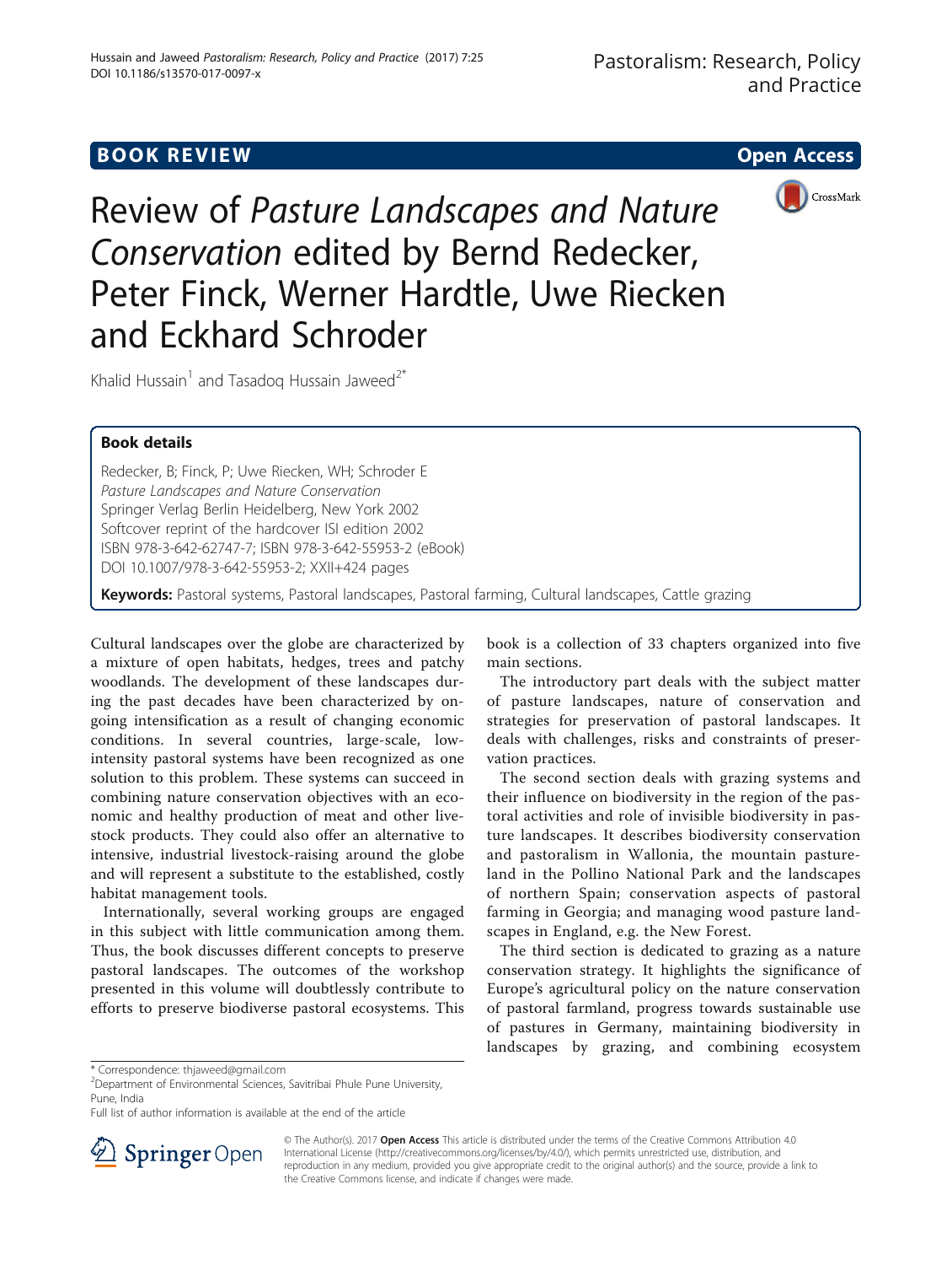BOOK REVIEW

Open Access

# Review of *Pasture Landscapes and Nature Conservation* edited by Bernd Redecker, Peter Finck, Werner Hardtle, Uwe Riecken and Eckhard Schroder

Khalid Hussain[1] and Tasadoq Hussain Jaweed[2*]

### Book details

Redecker, B; Finck, P; Uwe Riecken, WH; Schroder E
*Pasture Landscapes and Nature Conservation*
Springer Verlag Berlin Heidelberg, New York 2002
Softcover reprint of the hardcover ISI edition 2002
ISBN 978-3-642-62747-7; ISBN 978-3-642-55953-2 (eBook)
DOI 10.1007/978-3-642-55953-2; XXII+424 pages

**Keywords:** Pastoral systems, Pastoral landscapes, Pastoral farming, Cultural landscapes, Cattle grazing

Cultural landscapes over the globe are characterized by a mixture of open habitats, hedges, trees and patchy woodlands. The development of these landscapes during the past decades have been characterized by ongoing intensification as a result of changing economic conditions. In several countries, large-scale, low-intensity pastoral systems have been recognized as one solution to this problem. These systems can succeed in combining nature conservation objectives with an economic and healthy production of meat and other livestock products. They could also offer an alternative to intensive, industrial livestock-raising around the globe and will represent a substitute to the established, costly habitat management tools.

Internationally, several working groups are engaged in this subject with little communication among them. Thus, the book discusses different concepts to preserve pastoral landscapes. The outcomes of the workshop presented in this volume will doubtlessly contribute to efforts to preserve biodiverse pastoral ecosystems. This book is a collection of 33 chapters organized into five main sections.

The introductory part deals with the subject matter of pasture landscapes, nature of conservation and strategies for preservation of pastoral landscapes. It deals with challenges, risks and constraints of preservation practices.

The second section deals with grazing systems and their influence on biodiversity in the region of the pastoral activities and role of invisible biodiversity in pasture landscapes. It describes biodiversity conservation and pastoralism in Wallonia, the mountain pastureland in the Pollino National Park and the landscapes of northern Spain; conservation aspects of pastoral farming in Georgia; and managing wood pasture landscapes in England, e.g. the New Forest.

The third section is dedicated to grazing as a nature conservation strategy. It highlights the significance of Europe's agricultural policy on the nature conservation of pastoral farmland, progress towards sustainable use of pastures in Germany, maintaining biodiversity in landscapes by grazing, and combining ecosystem

* Correspondence: thjaweed@gmail.com
[2]Department of Environmental Sciences, Savitribai Phule Pune University, Pune, India
Full list of author information is available at the end of the article

© The Author(s). 2017 **Open Access** This article is distributed under the terms of the Creative Commons Attribution 4.0 International License (http://creativecommons.org/licenses/by/4.0/), which permits unrestricted use, distribution, and reproduction in any medium, provided you give appropriate credit to the original author(s) and the source, provide a link to the Creative Commons license, and indicate if changes were made.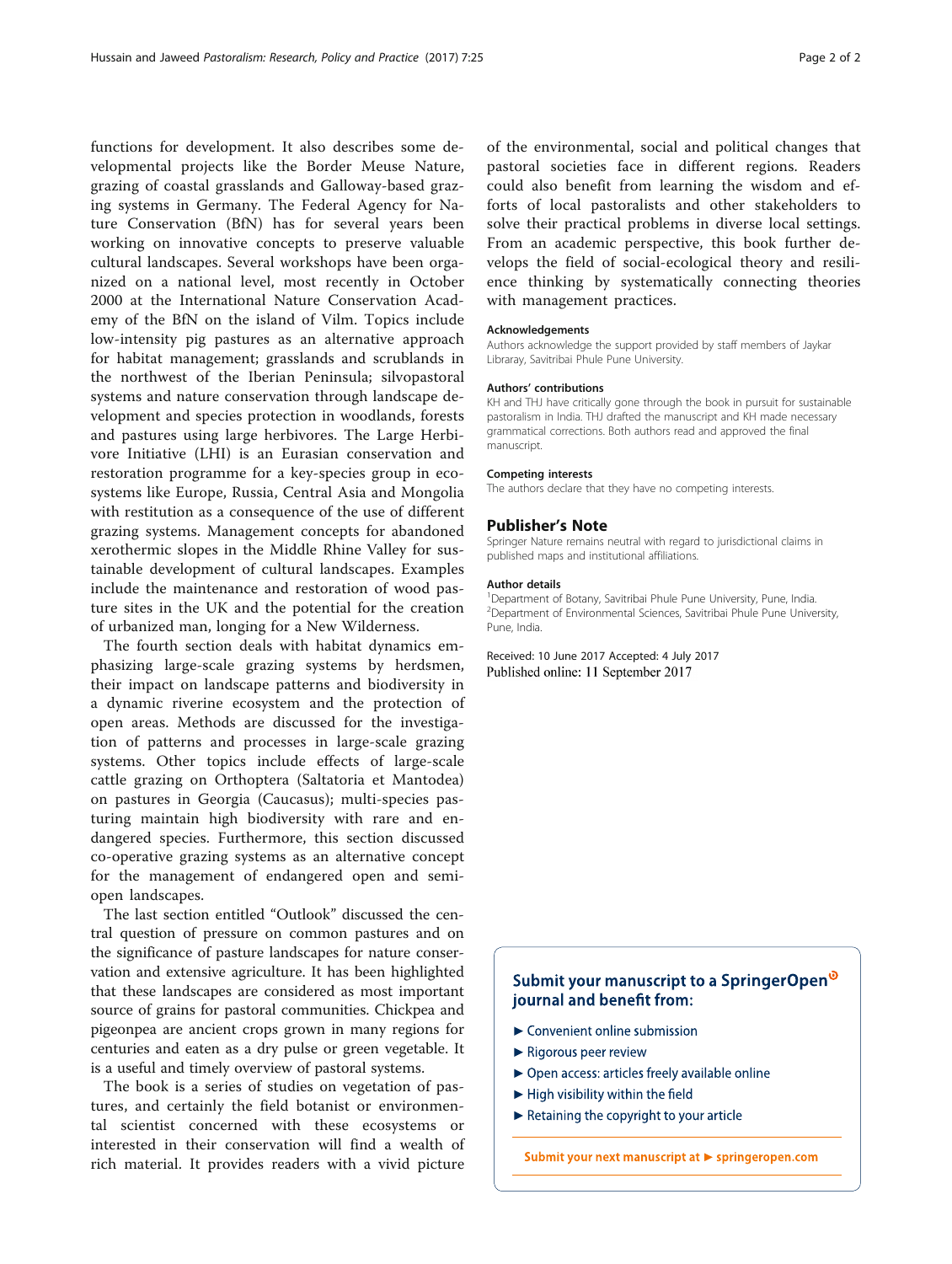functions for development. It also describes some developmental projects like the Border Meuse Nature, grazing of coastal grasslands and Galloway-based grazing systems in Germany. The Federal Agency for Nature Conservation (BfN) has for several years been working on innovative concepts to preserve valuable cultural landscapes. Several workshops have been organized on a national level, most recently in October 2000 at the International Nature Conservation Academy of the BfN on the island of Vilm. Topics include low-intensity pig pastures as an alternative approach for habitat management; grasslands and scrublands in the northwest of the Iberian Peninsula; silvopastoral systems and nature conservation through landscape development and species protection in woodlands, forests and pastures using large herbivores. The Large Herbivore Initiative (LHI) is an Eurasian conservation and restoration programme for a key-species group in ecosystems like Europe, Russia, Central Asia and Mongolia with restitution as a consequence of the use of different grazing systems. Management concepts for abandoned xerothermic slopes in the Middle Rhine Valley for sustainable development of cultural landscapes. Examples include the maintenance and restoration of wood pasture sites in the UK and the potential for the creation of urbanized man, longing for a New Wilderness.

The fourth section deals with habitat dynamics emphasizing large-scale grazing systems by herdsmen, their impact on landscape patterns and biodiversity in a dynamic riverine ecosystem and the protection of open areas. Methods are discussed for the investigation of patterns and processes in large-scale grazing systems. Other topics include effects of large-scale cattle grazing on Orthoptera (Saltatoria et Mantodea) on pastures in Georgia (Caucasus); multi-species pasturing maintain high biodiversity with rare and endangered species. Furthermore, this section discussed co-operative grazing systems as an alternative concept for the management of endangered open and semi-open landscapes.

The last section entitled "Outlook" discussed the central question of pressure on common pastures and on the significance of pasture landscapes for nature conservation and extensive agriculture. It has been highlighted that these landscapes are considered as most important source of grains for pastoral communities. Chickpea and pigeonpea are ancient crops grown in many regions for centuries and eaten as a dry pulse or green vegetable. It is a useful and timely overview of pastoral systems.

The book is a series of studies on vegetation of pastures, and certainly the field botanist or environmental scientist concerned with these ecosystems or interested in their conservation will find a wealth of rich material. It provides readers with a vivid picture of the environmental, social and political changes that pastoral societies face in different regions. Readers could also benefit from learning the wisdom and efforts of local pastoralists and other stakeholders to solve their practical problems in diverse local settings. From an academic perspective, this book further develops the field of social-ecological theory and resilience thinking by systematically connecting theories with management practices.

#### Acknowledgements

Authors acknowledge the support provided by staff members of Jaykar Libraray, Savitribai Phule Pune University.

#### Authors' contributions

KH and THJ have critically gone through the book in pursuit for sustainable pastoralism in India. THJ drafted the manuscript and KH made necessary grammatical corrections. Both authors read and approved the final manuscript.

#### Competing interests

The authors declare that they have no competing interests.

### Publisher's Note

Springer Nature remains neutral with regard to jurisdictional claims in published maps and institutional affiliations.

#### Author details

[1]Department of Botany, Savitribai Phule Pune University, Pune, India.
[2]Department of Environmental Sciences, Savitribai Phule Pune University, Pune, India.

Received: 10 June 2017 Accepted: 4 July 2017
Published online: 11 September 2017

**Submit your manuscript to a SpringerOpen journal and benefit from:**

- ► Convenient online submission
- ► Rigorous peer review
- ► Open access: articles freely available online
- ► High visibility within the field
- ► Retaining the copyright to your article

Submit your next manuscript at ► springeropen.com